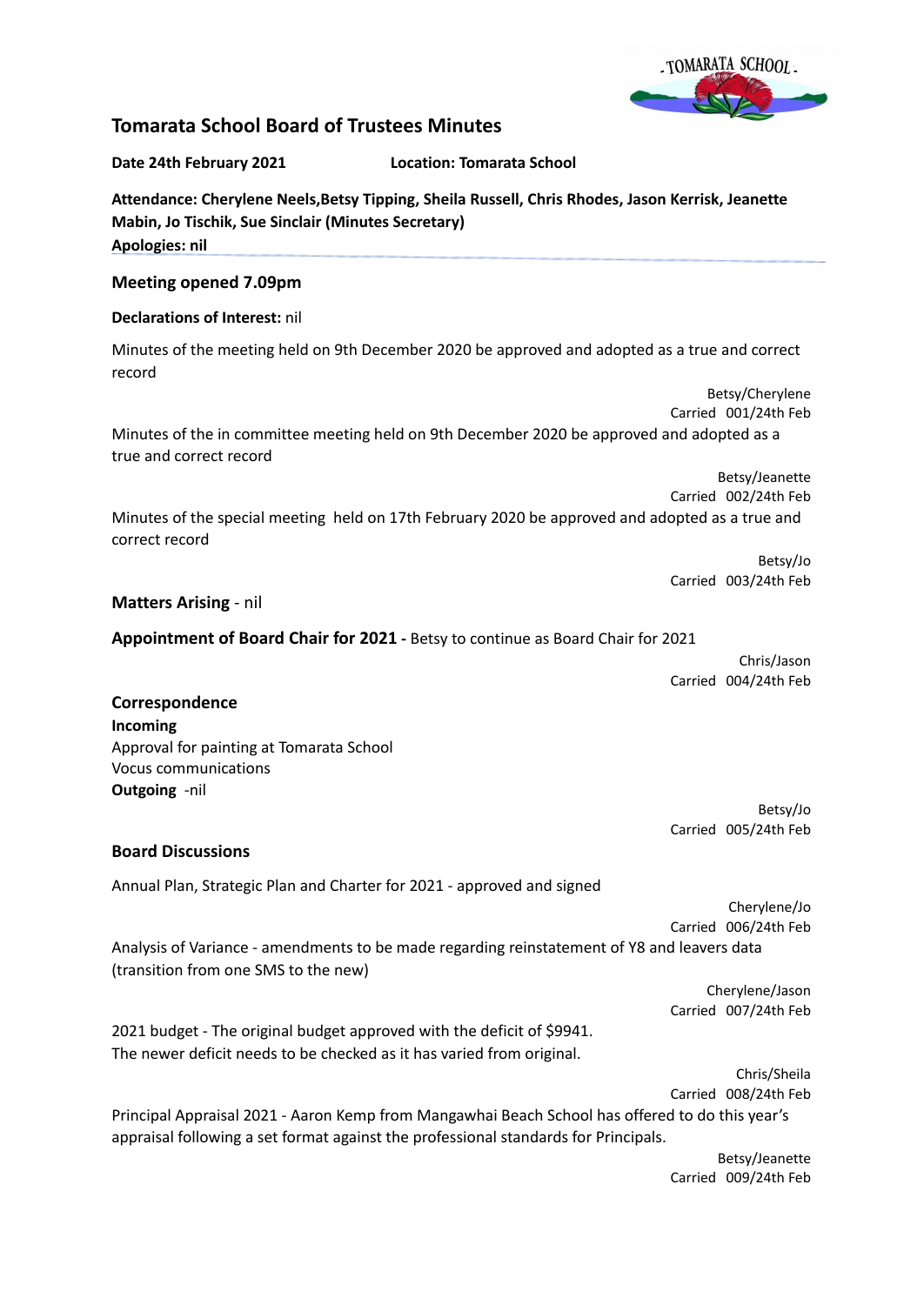# Tomarata School Board of Trustees Minutes

**Date 24th February 2021** **Location: Tomarata School**

**Attendance: Cherylene Neels,Betsy Tipping, Sheila Russell, Chris Rhodes, Jason Kerrisk, Jeanette Mabin, Jo Tischik, Sue Sinclair (Minutes Secretary)**
**Apologies: nil**

## Meeting opened 7.09pm

**Declarations of Interest:** nil

Minutes of the meeting held on 9th December 2020 be approved and adopted as a true and correct record

Betsy/Cherylene
Carried 001/24th Feb

Minutes of the in committee meeting held on 9th December 2020 be approved and adopted as a true and correct record

Betsy/Jeanette
Carried 002/24th Feb

Minutes of the special meeting held on 17th February 2020 be approved and adopted as a true and correct record

Betsy/Jo
Carried 003/24th Feb

**Matters Arising** - nil

**Appointment of Board Chair for 2021 -** Betsy to continue as Board Chair for 2021

Chris/Jason
Carried 004/24th Feb

## Correspondence

**Incoming**
Approval for painting at Tomarata School
Vocus communications
**Outgoing** -nil

Betsy/Jo
Carried 005/24th Feb

## Board Discussions

Annual Plan, Strategic Plan and Charter for 2021 - approved and signed

Cherylene/Jo
Carried 006/24th Feb

Analysis of Variance - amendments to be made regarding reinstatement of Y8 and leavers data (transition from one SMS to the new)

Cherylene/Jason
Carried 007/24th Feb

2021 budget - The original budget approved with the deficit of $9941.
The newer deficit needs to be checked as it has varied from original.

Chris/Sheila
Carried 008/24th Feb

Principal Appraisal 2021 - Aaron Kemp from Mangawhai Beach School has offered to do this year's appraisal following a set format against the professional standards for Principals.

Betsy/Jeanette
Carried 009/24th Feb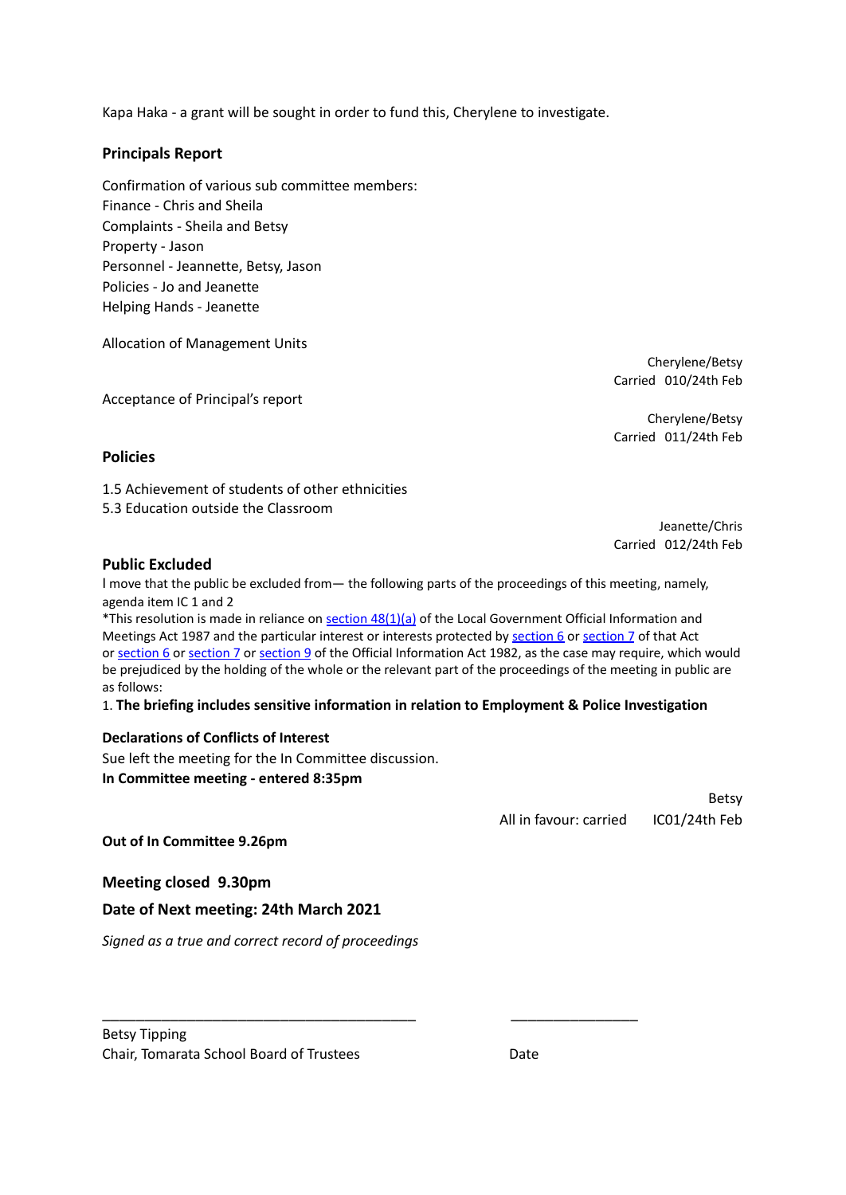Kapa Haka - a grant will be sought in order to fund this, Cherylene to investigate.

## Principals Report

Confirmation of various sub committee members:
Finance - Chris and Sheila
Complaints - Sheila and Betsy
Property - Jason
Personnel - Jeannette, Betsy, Jason
Policies - Jo and Jeanette
Helping Hands - Jeanette

Allocation of Management Units

Cherylene/Betsy
Carried 010/24th Feb

Acceptance of Principal's report

Cherylene/Betsy
Carried 011/24th Feb

## Policies

1.5 Achievement of students of other ethnicities
5.3 Education outside the Classroom

Jeanette/Chris
Carried 012/24th Feb

## Public Excluded

I move that the public be excluded from— the following parts of the proceedings of this meeting, namely, agenda item IC 1 and 2
*This resolution is made in reliance on section 48(1)(a) of the Local Government Official Information and Meetings Act 1987 and the particular interest or interests protected by section 6 or section 7 of that Act or section 6 or section 7 or section 9 of the Official Information Act 1982, as the case may require, which would be prejudiced by the holding of the whole or the relevant part of the proceedings of the meeting in public are as follows:
1. **The briefing includes sensitive information in relation to Employment & Police Investigation**

**Declarations of Conflicts of Interest**
Sue left the meeting for the In Committee discussion.
**In Committee meeting - entered 8:35pm**

Betsy
All in favour: carried IC01/24th Feb

**Out of In Committee 9.26pm**

### Meeting closed 9.30pm

### Date of Next meeting: 24th March 2021

*Signed as a true and correct record of proceedings*

\_\_\_\_\_\_\_\_\_\_\_\_\_\_\_\_\_\_\_\_\_\_\_\_\_\_\_\_\_\_\_\_\_\_\_\_\_\_\_\_ \_\_\_\_\_\_\_\_\_\_\_\_\_\_\_\_\_\_

Betsy Tipping
Chair, Tomarata School Board of Trustees Date